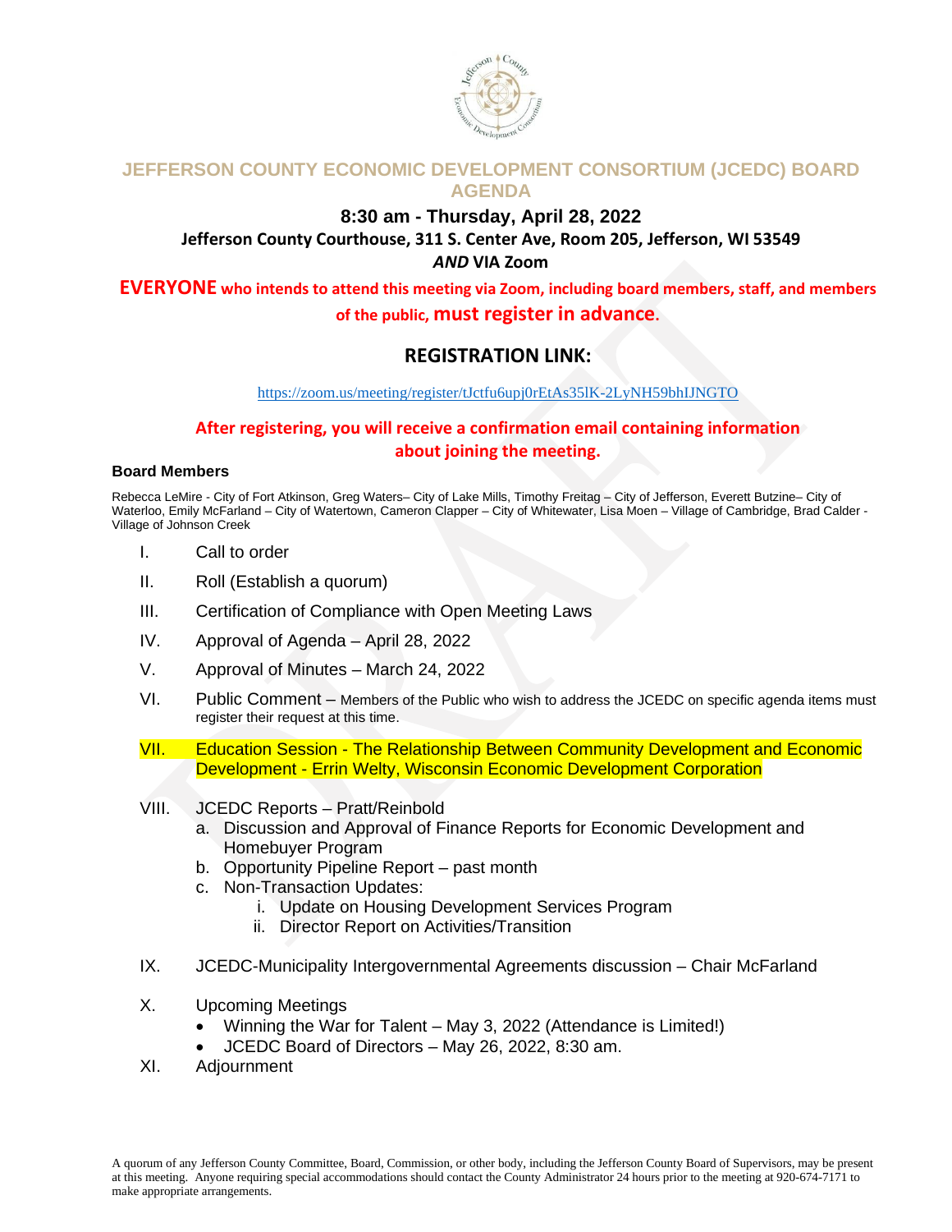# JEFFERSON COUNTY ECONOMIC DEVELOPMENT CONSORTIUM (JCEDC) BOARD AGENDA

**8:30 am - Thursday, April 28, 2022**

**Jefferson County Courthouse, 311 S. Center Ave, Room 205, Jefferson, WI 53549**

***AND* VIA Zoom**

**EVERYONE who intends to attend this meeting via Zoom, including board members, staff, and members of the public, must register in advance.**

## REGISTRATION LINK:

https://zoom.us/meeting/register/tJctfu6upj0rEtAs35lK-2LyNH59bhIJNGTO

**After registering, you will receive a confirmation email containing information about joining the meeting.**

### Board Members

Rebecca LeMire - City of Fort Atkinson, Greg Waters– City of Lake Mills, Timothy Freitag – City of Jefferson, Everett Butzine– City of Waterloo, Emily McFarland – City of Watertown, Cameron Clapper – City of Whitewater, Lisa Moen – Village of Cambridge, Brad Calder - Village of Johnson Creek

I. Call to order

II. Roll (Establish a quorum)

III. Certification of Compliance with Open Meeting Laws

IV. Approval of Agenda – April 28, 2022

V. Approval of Minutes – March 24, 2022

VI. Public Comment – Members of the Public who wish to address the JCEDC on specific agenda items must register their request at this time.

VII. Education Session - The Relationship Between Community Development and Economic Development - Errin Welty, Wisconsin Economic Development Corporation

VIII. JCEDC Reports – Pratt/Reinbold
   a. Discussion and Approval of Finance Reports for Economic Development and Homebuyer Program
   b. Opportunity Pipeline Report – past month
   c. Non-Transaction Updates:
      i. Update on Housing Development Services Program
      ii. Director Report on Activities/Transition

IX. JCEDC-Municipality Intergovernmental Agreements discussion – Chair McFarland

X. Upcoming Meetings
   - Winning the War for Talent – May 3, 2022 (Attendance is Limited!)
   - JCEDC Board of Directors – May 26, 2022, 8:30 am.

XI. Adjournment

A quorum of any Jefferson County Committee, Board, Commission, or other body, including the Jefferson County Board of Supervisors, may be present at this meeting. Anyone requiring special accommodations should contact the County Administrator 24 hours prior to the meeting at 920-674-7171 to make appropriate arrangements.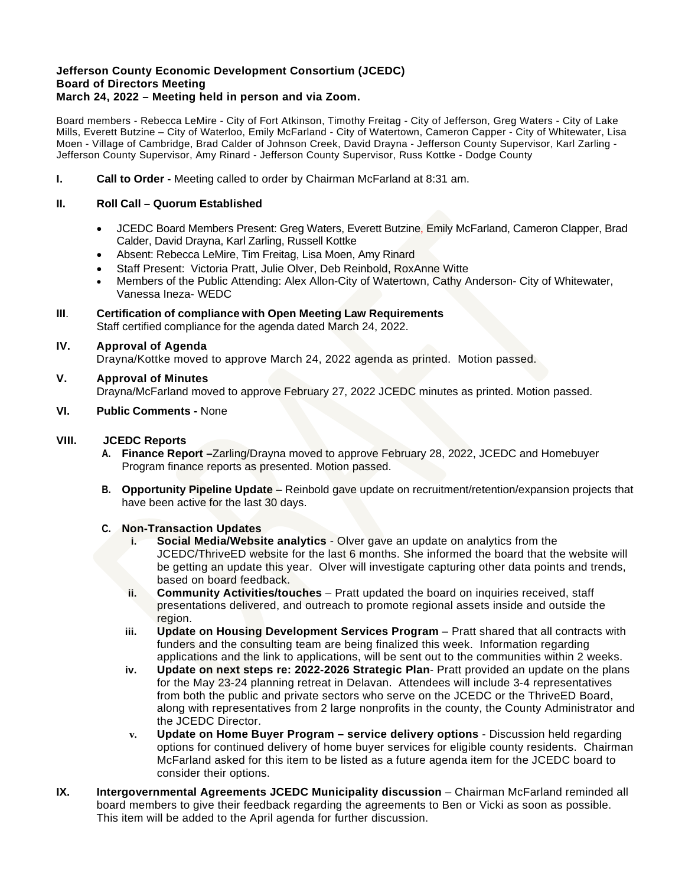**Jefferson County Economic Development Consortium (JCEDC)**
**Board of Directors Meeting**
**March 24, 2022 – Meeting held in person and via Zoom.**

Board members - Rebecca LeMire - City of Fort Atkinson, Timothy Freitag - City of Jefferson, Greg Waters - City of Lake Mills, Everett Butzine – City of Waterloo, Emily McFarland - City of Watertown, Cameron Capper - City of Whitewater, Lisa Moen - Village of Cambridge, Brad Calder of Johnson Creek, David Drayna - Jefferson County Supervisor, Karl Zarling - Jefferson County Supervisor, Amy Rinard - Jefferson County Supervisor, Russ Kottke - Dodge County

**I. Call to Order -** Meeting called to order by Chairman McFarland at 8:31 am.

**II. Roll Call – Quorum Established**

- JCEDC Board Members Present: Greg Waters, Everett Butzine, Emily McFarland, Cameron Clapper, Brad Calder, David Drayna, Karl Zarling, Russell Kottke
- Absent: Rebecca LeMire, Tim Freitag, Lisa Moen, Amy Rinard
- Staff Present: Victoria Pratt, Julie Olver, Deb Reinbold, RoxAnne Witte
- Members of the Public Attending: Alex Allon-City of Watertown, Cathy Anderson- City of Whitewater, Vanessa Ineza- WEDC

**III. Certification of compliance with Open Meeting Law Requirements**
Staff certified compliance for the agenda dated March 24, 2022.

**IV. Approval of Agenda**
Drayna/Kottke moved to approve March 24, 2022 agenda as printed. Motion passed.

**V. Approval of Minutes**
Drayna/McFarland moved to approve February 27, 2022 JCEDC minutes as printed. Motion passed.

**VI. Public Comments -** None

**VIII. JCEDC Reports**

A. **Finance Report –**Zarling/Drayna moved to approve February 28, 2022, JCEDC and Homebuyer Program finance reports as presented. Motion passed.

B. **Opportunity Pipeline Update** – Reinbold gave update on recruitment/retention/expansion projects that have been active for the last 30 days.

C. **Non-Transaction Updates**

i. **Social Media/Website analytics** - Olver gave an update on analytics from the JCEDC/ThriveED website for the last 6 months. She informed the board that the website will be getting an update this year. Olver will investigate capturing other data points and trends, based on board feedback.

ii. **Community Activities/touches** – Pratt updated the board on inquiries received, staff presentations delivered, and outreach to promote regional assets inside and outside the region.

iii. **Update on Housing Development Services Program** – Pratt shared that all contracts with funders and the consulting team are being finalized this week. Information regarding applications and the link to applications, will be sent out to the communities within 2 weeks.

iv. **Update on next steps re: 2022-2026 Strategic Plan**- Pratt provided an update on the plans for the May 23-24 planning retreat in Delavan. Attendees will include 3-4 representatives from both the public and private sectors who serve on the JCEDC or the ThriveED Board, along with representatives from 2 large nonprofits in the county, the County Administrator and the JCEDC Director.

v. **Update on Home Buyer Program – service delivery options** - Discussion held regarding options for continued delivery of home buyer services for eligible county residents. Chairman McFarland asked for this item to be listed as a future agenda item for the JCEDC board to consider their options.

**IX. Intergovernmental Agreements JCEDC Municipality discussion** – Chairman McFarland reminded all board members to give their feedback regarding the agreements to Ben or Vicki as soon as possible. This item will be added to the April agenda for further discussion.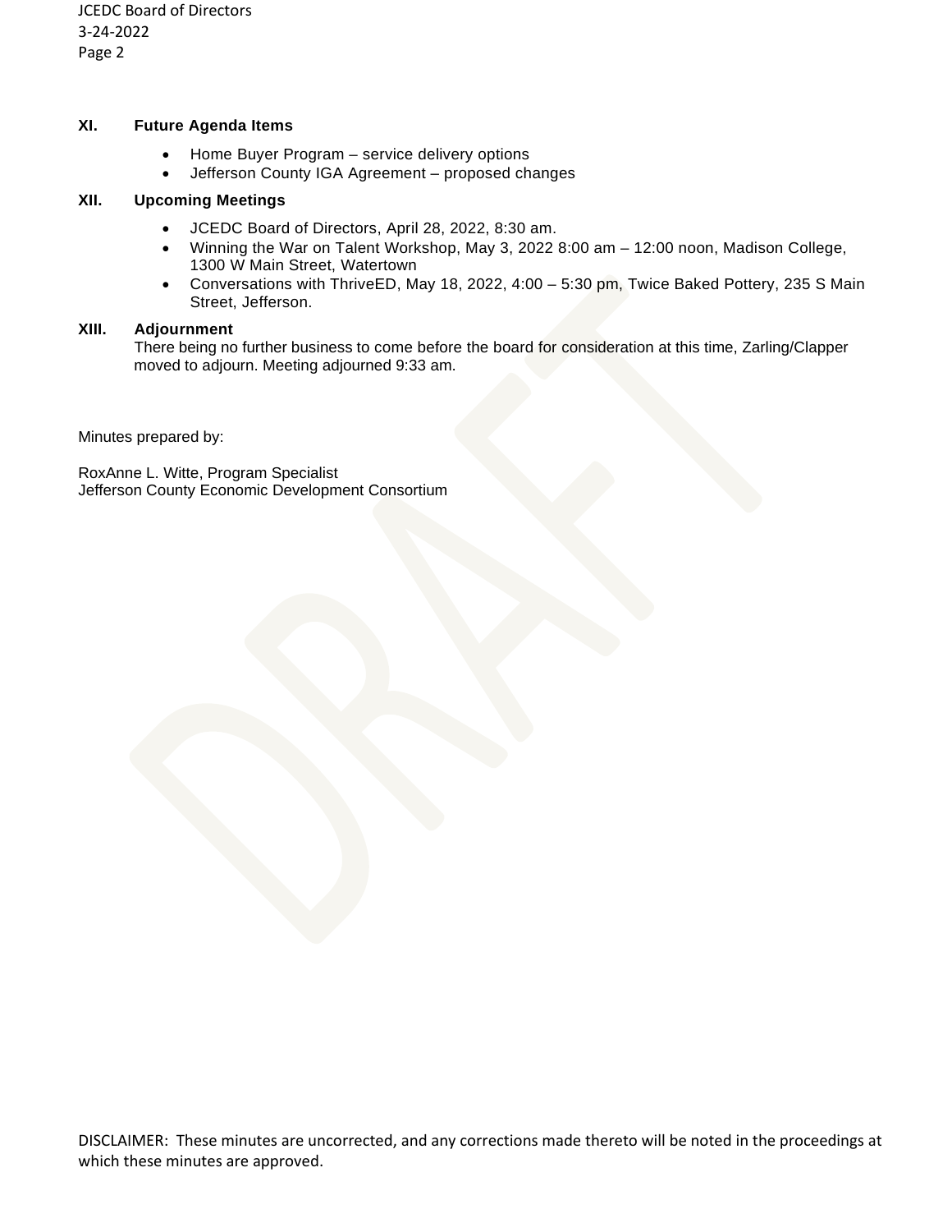## XI. Future Agenda Items

- Home Buyer Program – service delivery options
- Jefferson County IGA Agreement – proposed changes

## XII. Upcoming Meetings

- JCEDC Board of Directors, April 28, 2022, 8:30 am.
- Winning the War on Talent Workshop, May 3, 2022 8:00 am – 12:00 noon, Madison College, 1300 W Main Street, Watertown
- Conversations with ThriveED, May 18, 2022, 4:00 – 5:30 pm, Twice Baked Pottery, 235 S Main Street, Jefferson.

## XIII. Adjournment

There being no further business to come before the board for consideration at this time, Zarling/Clapper moved to adjourn. Meeting adjourned 9:33 am.

Minutes prepared by:

RoxAnne L. Witte, Program Specialist
Jefferson County Economic Development Consortium

DISCLAIMER: These minutes are uncorrected, and any corrections made thereto will be noted in the proceedings at which these minutes are approved.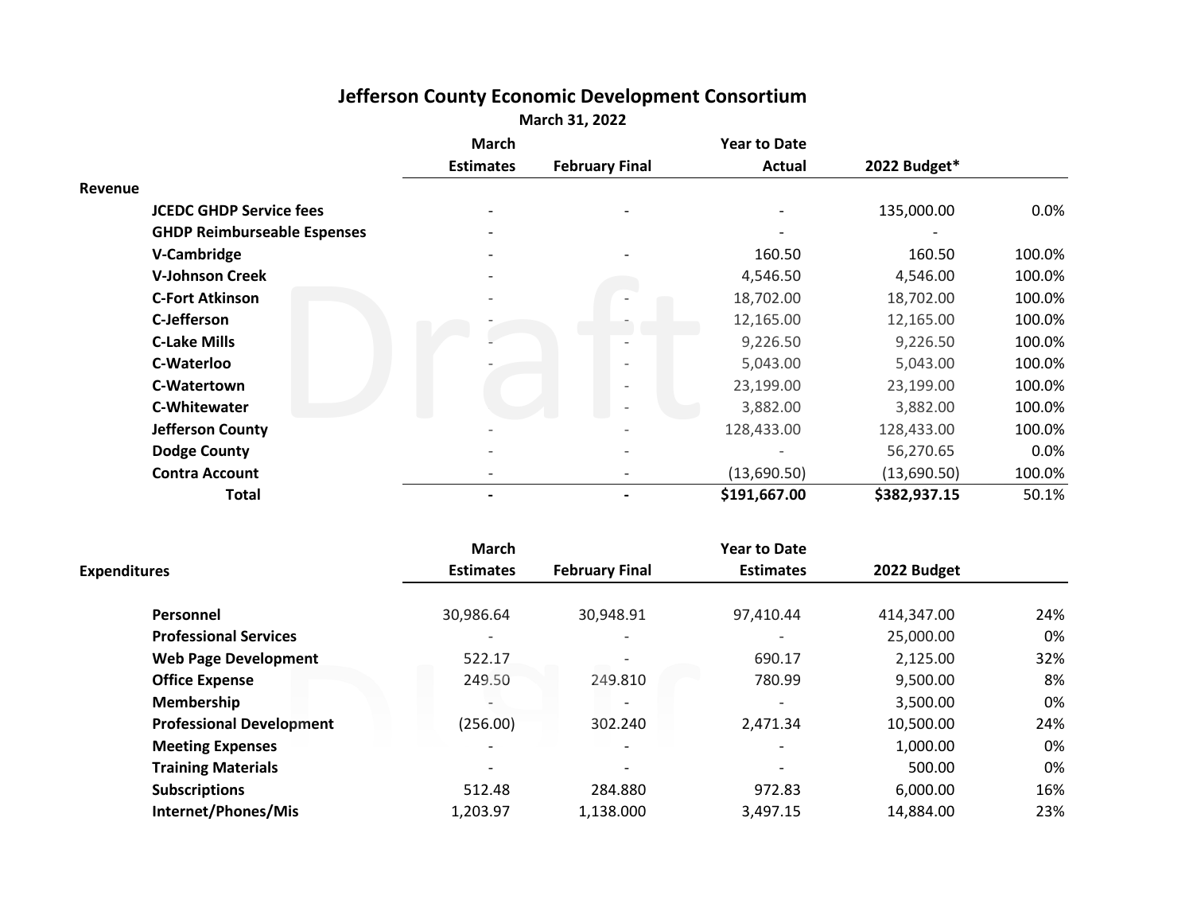# Jefferson County Economic Development Consortium

**March 31, 2022**

| | March Estimates | February Final | Year to Date Actual | 2022 Budget* | |
|---|---|---|---|---|---|
| **Revenue** | | | | | |
| **JCEDC GHDP Service fees** | - | - | - | 135,000.00 | 0.0% |
| **GHDP Reimburseable Espenses** | - | | - | - | |
| **V-Cambridge** | - | - | 160.50 | 160.50 | 100.0% |
| **V-Johnson Creek** | - | | 4,546.50 | 4,546.00 | 100.0% |
| **C-Fort Atkinson** | - | - | 18,702.00 | 18,702.00 | 100.0% |
| **C-Jefferson** | - | - | 12,165.00 | 12,165.00 | 100.0% |
| **C-Lake Mills** | - | - | 9,226.50 | 9,226.50 | 100.0% |
| **C-Waterloo** | - | - | 5,043.00 | 5,043.00 | 100.0% |
| **C-Watertown** | | - | 23,199.00 | 23,199.00 | 100.0% |
| **C-Whitewater** | | - | 3,882.00 | 3,882.00 | 100.0% |
| **Jefferson County** | - | - | 128,433.00 | 128,433.00 | 100.0% |
| **Dodge County** | - | - | - | 56,270.65 | 0.0% |
| **Contra Account** | - | - | (13,690.50) | (13,690.50) | 100.0% |
| **Total** | **-** | **-** | **$191,667.00** | **$382,937.15** | 50.1% |

| **Expenditures** | March Estimates | February Final | Year to Date Estimates | 2022 Budget | |
|---|---|---|---|---|---|
| **Personnel** | 30,986.64 | 30,948.91 | 97,410.44 | 414,347.00 | 24% |
| **Professional Services** | - | - | - | 25,000.00 | 0% |
| **Web Page Development** | 522.17 | - | 690.17 | 2,125.00 | 32% |
| **Office Expense** | 249.50 | 249.810 | 780.99 | 9,500.00 | 8% |
| **Membership** | - | - | - | 3,500.00 | 0% |
| **Professional Development** | (256.00) | 302.240 | 2,471.34 | 10,500.00 | 24% |
| **Meeting Expenses** | - | - | - | 1,000.00 | 0% |
| **Training Materials** | - | - | - | 500.00 | 0% |
| **Subscriptions** | 512.48 | 284.880 | 972.83 | 6,000.00 | 16% |
| **Internet/Phones/Mis** | 1,203.97 | 1,138.000 | 3,497.15 | 14,884.00 | 23% |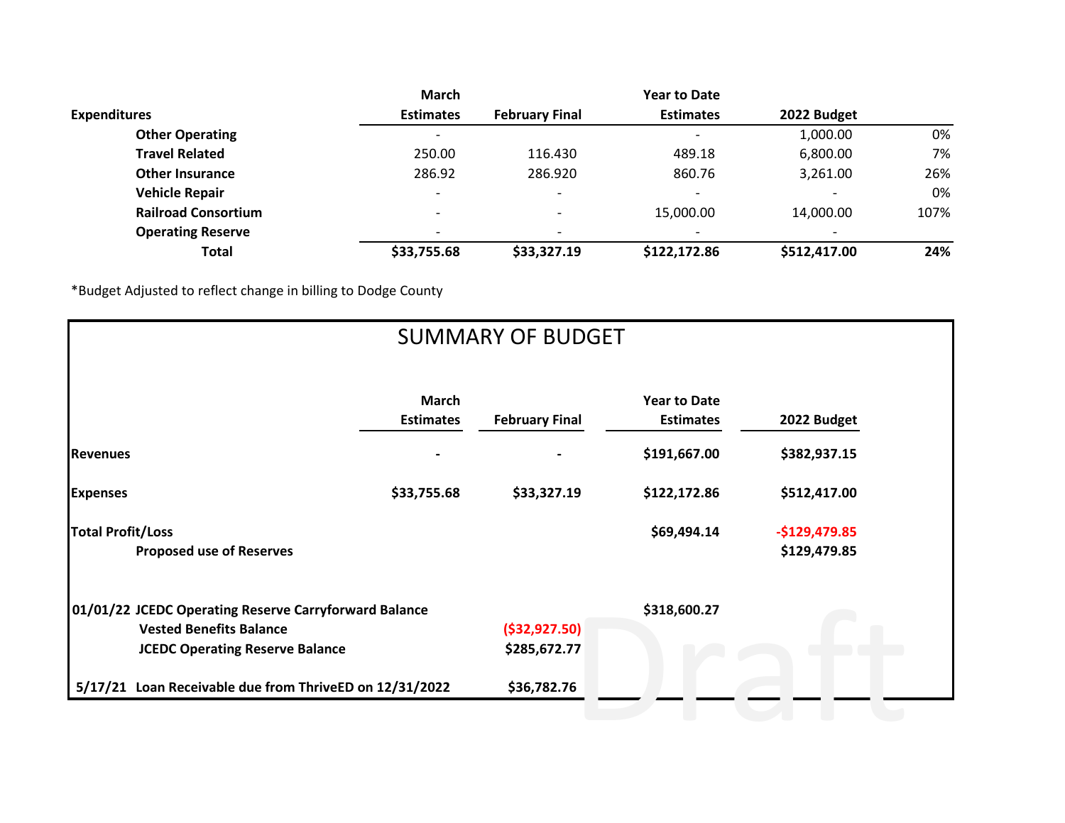| Expenditures | March Estimates | February Final | Year to Date Estimates | 2022 Budget | |
|---|---|---|---|---|---|
| Other Operating | - | | - | 1,000.00 | 0% |
| Travel Related | 250.00 | 116.430 | 489.18 | 6,800.00 | 7% |
| Other Insurance | 286.92 | 286.920 | 860.76 | 3,261.00 | 26% |
| Vehicle Repair | - | - | - | - | 0% |
| Railroad Consortium | - | - | 15,000.00 | 14,000.00 | 107% |
| Operating Reserve | - | - | - | - | |
| **Total** | **$33,755.68** | **$33,327.19** | **$122,172.86** | **$512,417.00** | **24%** |

*Budget Adjusted to reflect change in billing to Dodge County

## SUMMARY OF BUDGET

| | March Estimates | February Final | Year to Date Estimates | 2022 Budget |
|---|---|---|---|---|
| **Revenues** | - | - | $191,667.00 | $382,937.15 |
| **Expenses** | $33,755.68 | $33,327.19 | $122,172.86 | $512,417.00 |
| **Total Profit/Loss** | | | $69,494.14 | -$129,479.85 |
| Proposed use of Reserves | | | | $129,479.85 |
| 01/01/22 JCEDC Operating Reserve Carryforward Balance | | | $318,600.27 | |
| Vested Benefits Balance | | ($32,927.50) | | |
| JCEDC Operating Reserve Balance | | $285,672.77 | | |
| 5/17/21 Loan Receivable due from ThriveED on 12/31/2022 | | $36,782.76 | | |

Draft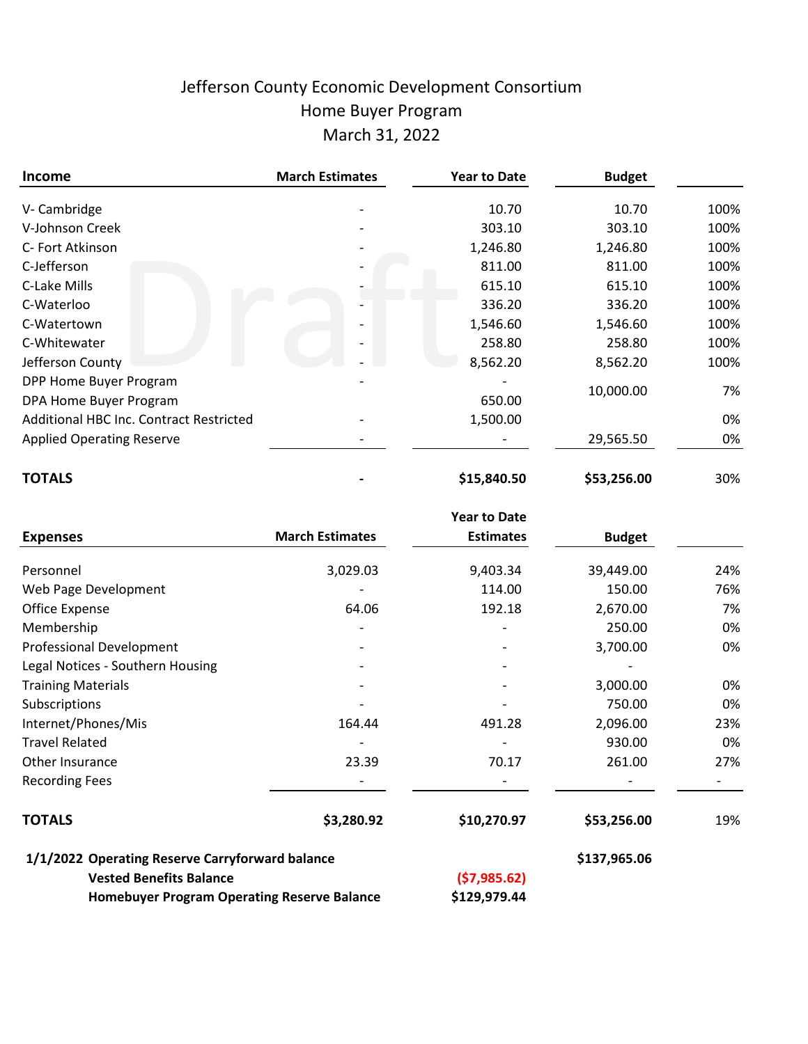# Jefferson County Economic Development Consortium
## Home Buyer Program
## March 31, 2022

| Income | March Estimates | Year to Date | Budget | |
|---|---|---|---|---|
| V- Cambridge | - | 10.70 | 10.70 | 100% |
| V-Johnson Creek | - | 303.10 | 303.10 | 100% |
| C- Fort Atkinson | - | 1,246.80 | 1,246.80 | 100% |
| C-Jefferson | - | 811.00 | 811.00 | 100% |
| C-Lake Mills | - | 615.10 | 615.10 | 100% |
| C-Waterloo | - | 336.20 | 336.20 | 100% |
| C-Watertown | - | 1,546.60 | 1,546.60 | 100% |
| C-Whitewater | - | 258.80 | 258.80 | 100% |
| Jefferson County | - | 8,562.20 | 8,562.20 | 100% |
| DPP Home Buyer Program | - | - | 10,000.00 | 7% |
| DPA Home Buyer Program | | 650.00 | | |
| Additional HBC Inc. Contract Restricted | - | 1,500.00 | | 0% |
| Applied Operating Reserve | - | - | 29,565.50 | 0% |
| **TOTALS** | **-** | **$15,840.50** | **$53,256.00** | 30% |

| Expenses | March Estimates | Year to Date Estimates | Budget | |
|---|---|---|---|---|
| Personnel | 3,029.03 | 9,403.34 | 39,449.00 | 24% |
| Web Page Development | - | 114.00 | 150.00 | 76% |
| Office Expense | 64.06 | 192.18 | 2,670.00 | 7% |
| Membership | - | - | 250.00 | 0% |
| Professional Development | - | - | 3,700.00 | 0% |
| Legal Notices - Southern Housing | - | - | - | |
| Training Materials | - | - | 3,000.00 | 0% |
| Subscriptions | - | - | 750.00 | 0% |
| Internet/Phones/Mis | 164.44 | 491.28 | 2,096.00 | 23% |
| Travel Related | - | - | 930.00 | 0% |
| Other Insurance | 23.39 | 70.17 | 261.00 | 27% |
| Recording Fees | - | - | - | - |
| **TOTALS** | **$3,280.92** | **$10,270.97** | **$53,256.00** | 19% |

| | | |
|---|---|---|
| **1/1/2022 Operating Reserve Carryforward balance** | | **$137,965.06** |
| **Vested Benefits Balance** | **($7,985.62)** | |
| **Homebuyer Program Operating Reserve Balance** | **$129,979.44** | |